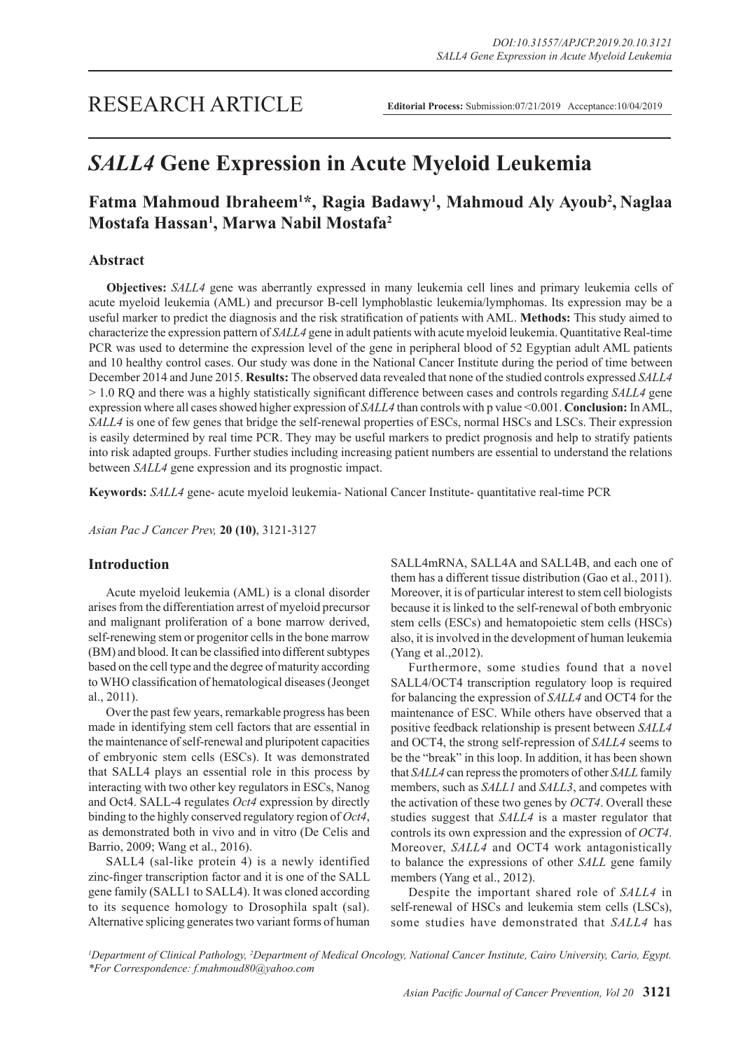RESEARCH ARTICLE

**Editorial Process:** Submission:07/21/2019 Acceptance:10/04/2019

# *SALL4* Gene Expression in Acute Myeloid Leukemia

**Fatma Mahmoud Ibraheem[1]\*, Ragia Badawy[1], Mahmoud Aly Ayoub[2], Naglaa Mostafa Hassan[1], Marwa Nabil Mostafa[2]**

## Abstract

**Objectives:** *SALL4* gene was aberrantly expressed in many leukemia cell lines and primary leukemia cells of acute myeloid leukemia (AML) and precursor B-cell lymphoblastic leukemia/lymphomas. Its expression may be a useful marker to predict the diagnosis and the risk stratification of patients with AML. **Methods:** This study aimed to characterize the expression pattern of *SALL4* gene in adult patients with acute myeloid leukemia. Quantitative Real-time PCR was used to determine the expression level of the gene in peripheral blood of 52 Egyptian adult AML patients and 10 healthy control cases. Our study was done in the National Cancer Institute during the period of time between December 2014 and June 2015. **Results:** The observed data revealed that none of the studied controls expressed *SALL4* > 1.0 RQ and there was a highly statistically significant difference between cases and controls regarding *SALL4* gene expression where all cases showed higher expression of *SALL4* than controls with p value <0.001. **Conclusion:** In AML, *SALL4* is one of few genes that bridge the self-renewal properties of ESCs, normal HSCs and LSCs. Their expression is easily determined by real time PCR. They may be useful markers to predict prognosis and help to stratify patients into risk adapted groups. Further studies including increasing patient numbers are essential to understand the relations between *SALL4* gene expression and its prognostic impact.

**Keywords:** *SALL4* gene- acute myeloid leukemia- National Cancer Institute- quantitative real-time PCR

*Asian Pac J Cancer Prev,* **20 (10)**, 3121-3127

## Introduction

Acute myeloid leukemia (AML) is a clonal disorder arises from the differentiation arrest of myeloid precursor and malignant proliferation of a bone marrow derived, self-renewing stem or progenitor cells in the bone marrow (BM) and blood. It can be classified into different subtypes based on the cell type and the degree of maturity according to WHO classification of hematological diseases (Jeonget al., 2011).

Over the past few years, remarkable progress has been made in identifying stem cell factors that are essential in the maintenance of self-renewal and pluripotent capacities of embryonic stem cells (ESCs). It was demonstrated that SALL4 plays an essential role in this process by interacting with two other key regulators in ESCs, Nanog and Oct4. SALL-4 regulates *Oct4* expression by directly binding to the highly conserved regulatory region of *Oct4*, as demonstrated both in vivo and in vitro (De Celis and Barrio, 2009; Wang et al., 2016).

SALL4 (sal-like protein 4) is a newly identified zinc-finger transcription factor and it is one of the SALL gene family (SALL1 to SALL4). It was cloned according to its sequence homology to Drosophila spalt (sal). Alternative splicing generates two variant forms of human SALL4mRNA, SALL4A and SALL4B, and each one of them has a different tissue distribution (Gao et al., 2011). Moreover, it is of particular interest to stem cell biologists because it is linked to the self-renewal of both embryonic stem cells (ESCs) and hematopoietic stem cells (HSCs) also, it is involved in the development of human leukemia (Yang et al.,2012).

Furthermore, some studies found that a novel SALL4/OCT4 transcription regulatory loop is required for balancing the expression of *SALL4* and OCT4 for the maintenance of ESC. While others have observed that a positive feedback relationship is present between *SALL4* and OCT4, the strong self-repression of *SALL4* seems to be the "break" in this loop. In addition, it has been shown that *SALL4* can repress the promoters of other *SALL* family members, such as *SALL1* and *SALL3*, and competes with the activation of these two genes by *OCT4*. Overall these studies suggest that *SALL4* is a master regulator that controls its own expression and the expression of *OCT4*. Moreover, *SALL4* and OCT4 work antagonistically to balance the expressions of other *SALL* gene family members (Yang et al., 2012).

Despite the important shared role of *SALL4* in self-renewal of HSCs and leukemia stem cells (LSCs), some studies have demonstrated that *SALL4* has

[1]*Department of Clinical Pathology,* [2]*Department of Medical Oncology, National Cancer Institute, Cairo University, Cario, Egypt. \*For Correspondence: f.mahmoud80@yahoo.com*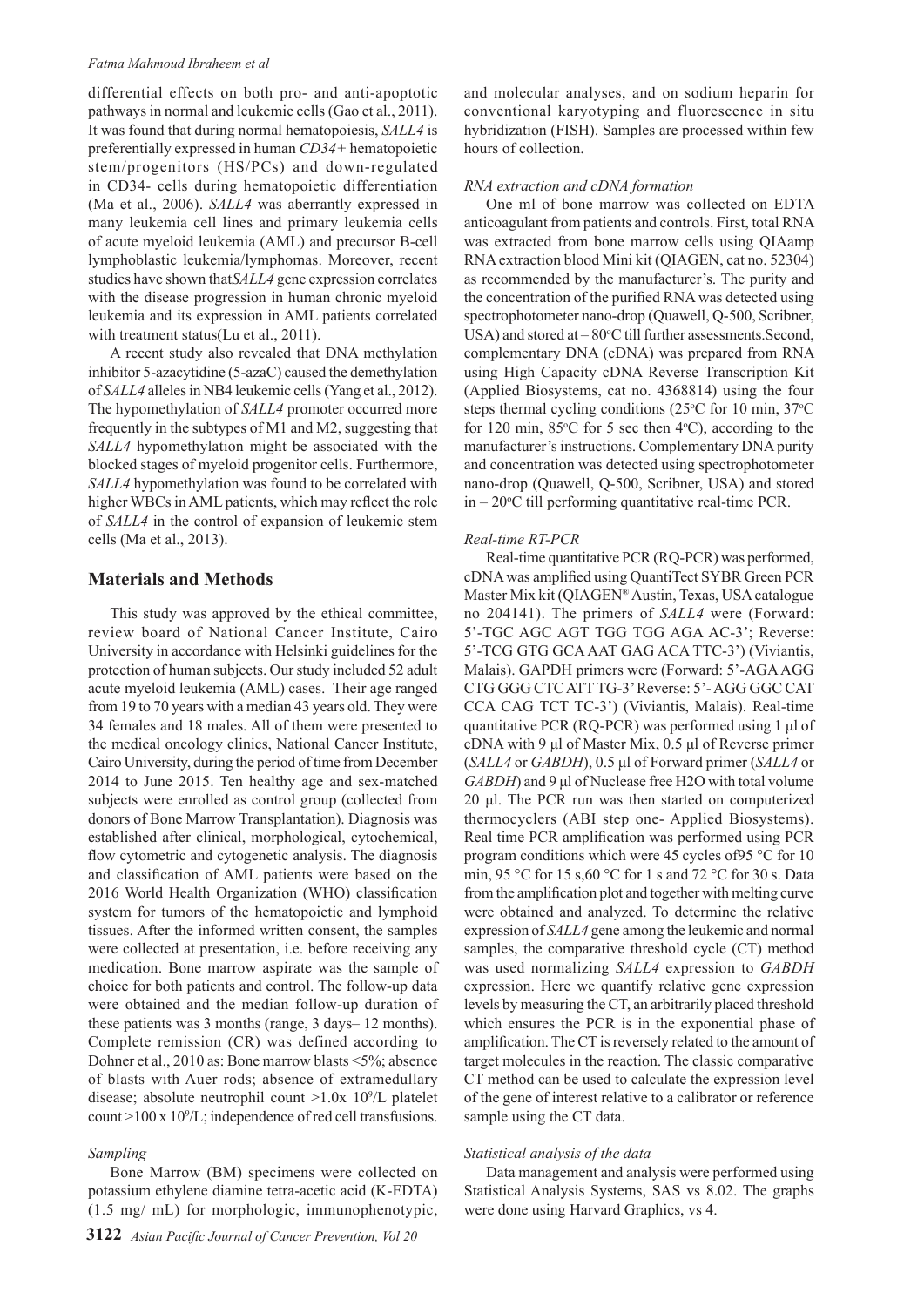differential effects on both pro- and anti-apoptotic pathways in normal and leukemic cells (Gao et al., 2011). It was found that during normal hematopoiesis, *SALL4* is preferentially expressed in human *CD34+* hematopoietic stem/progenitors (HS/PCs) and down-regulated in CD34- cells during hematopoietic differentiation (Ma et al., 2006). *SALL4* was aberrantly expressed in many leukemia cell lines and primary leukemia cells of acute myeloid leukemia (AML) and precursor B-cell lymphoblastic leukemia/lymphomas. Moreover, recent studies have shown that*SALL4* gene expression correlates with the disease progression in human chronic myeloid leukemia and its expression in AML patients correlated with treatment status(Lu et al., 2011).

A recent study also revealed that DNA methylation inhibitor 5-azacytidine (5-azaC) caused the demethylation of *SALL4* alleles in NB4 leukemic cells (Yang et al., 2012). The hypomethylation of *SALL4* promoter occurred more frequently in the subtypes of M1 and M2, suggesting that *SALL4* hypomethylation might be associated with the blocked stages of myeloid progenitor cells. Furthermore, *SALL4* hypomethylation was found to be correlated with higher WBCs in AML patients, which may reflect the role of *SALL4* in the control of expansion of leukemic stem cells (Ma et al., 2013).

## Materials and Methods

This study was approved by the ethical committee, review board of National Cancer Institute, Cairo University in accordance with Helsinki guidelines for the protection of human subjects. Our study included 52 adult acute myeloid leukemia (AML) cases. Their age ranged from 19 to 70 years with a median 43 years old. They were 34 females and 18 males. All of them were presented to the medical oncology clinics, National Cancer Institute, Cairo University, during the period of time from December 2014 to June 2015. Ten healthy age and sex-matched subjects were enrolled as control group (collected from donors of Bone Marrow Transplantation). Diagnosis was established after clinical, morphological, cytochemical, flow cytometric and cytogenetic analysis. The diagnosis and classification of AML patients were based on the 2016 World Health Organization (WHO) classification system for tumors of the hematopoietic and lymphoid tissues. After the informed written consent, the samples were collected at presentation, i.e. before receiving any medication. Bone marrow aspirate was the sample of choice for both patients and control. The follow-up data were obtained and the median follow-up duration of these patients was 3 months (range, 3 days– 12 months). Complete remission (CR) was defined according to Dohner et al., 2010 as: Bone marrow blasts <5%; absence of blasts with Auer rods; absence of extramedullary disease; absolute neutrophil count >1.0x $10^9$/L platelet count >100 x $10^9$/L; independence of red cell transfusions.

### Sampling

Bone Marrow (BM) specimens were collected on potassium ethylene diamine tetra-acetic acid (K-EDTA) (1.5 mg/ mL) for morphologic, immunophenotypic, and molecular analyses, and on sodium heparin for conventional karyotyping and fluorescence in situ hybridization (FISH). Samples are processed within few hours of collection.

### RNA extraction and cDNA formation

One ml of bone marrow was collected on EDTA anticoagulant from patients and controls. First, total RNA was extracted from bone marrow cells using QIAamp RNA extraction blood Mini kit (QIAGEN, cat no. 52304) as recommended by the manufacturer's. The purity and the concentration of the purified RNA was detected using spectrophotometer nano-drop (Quawell, Q-500, Scribner, USA) and stored at – 80°C till further assessments.Second, complementary DNA (cDNA) was prepared from RNA using High Capacity cDNA Reverse Transcription Kit (Applied Biosystems, cat no. 4368814) using the four steps thermal cycling conditions (25°C for 10 min, 37°C for 120 min, 85°C for 5 sec then 4°C), according to the manufacturer's instructions. Complementary DNA purity and concentration was detected using spectrophotometer nano-drop (Quawell, Q-500, Scribner, USA) and stored in – 20°C till performing quantitative real-time PCR.

### Real-time RT-PCR

Real-time quantitative PCR (RQ-PCR) was performed, cDNA was amplified using QuantiTect SYBR Green PCR Master Mix kit (QIAGEN® Austin, Texas, USA catalogue no 204141). The primers of *SALL4* were (Forward: 5'-TGC AGC AGT TGG TGG AGA AC-3'; Reverse: 5'-TCG GTG GCA AAT GAG ACA TTC-3') (Viviantis, Malais). GAPDH primers were (Forward: 5'-AGA AGG CTG GGG CTC ATT TG-3' Reverse: 5'- AGG GGC CAT CCA CAG TCT TC-3') (Viviantis, Malais). Real-time quantitative PCR (RQ-PCR) was performed using 1 µl of cDNA with 9 µl of Master Mix, 0.5 µl of Reverse primer (*SALL4* or *GABDH*), 0.5 µl of Forward primer (*SALL4* or *GABDH*) and 9 µl of Nuclease free H2O with total volume 20 µl. The PCR run was then started on computerized thermocyclers (ABI step one- Applied Biosystems). Real time PCR amplification was performed using PCR program conditions which were 45 cycles of95 °C for 10 min, 95 °C for 15 s,60 °C for 1 s and 72 °C for 30 s. Data from the amplification plot and together with melting curve were obtained and analyzed. To determine the relative expression of *SALL4* gene among the leukemic and normal samples, the comparative threshold cycle (CT) method was used normalizing *SALL4* expression to *GABDH* expression. Here we quantify relative gene expression levels by measuring the CT, an arbitrarily placed threshold which ensures the PCR is in the exponential phase of amplification. The CT is reversely related to the amount of target molecules in the reaction. The classic comparative CT method can be used to calculate the expression level of the gene of interest relative to a calibrator or reference sample using the CT data.

### Statistical analysis of the data

Data management and analysis were performed using Statistical Analysis Systems, SAS vs 8.02. The graphs were done using Harvard Graphics, vs 4.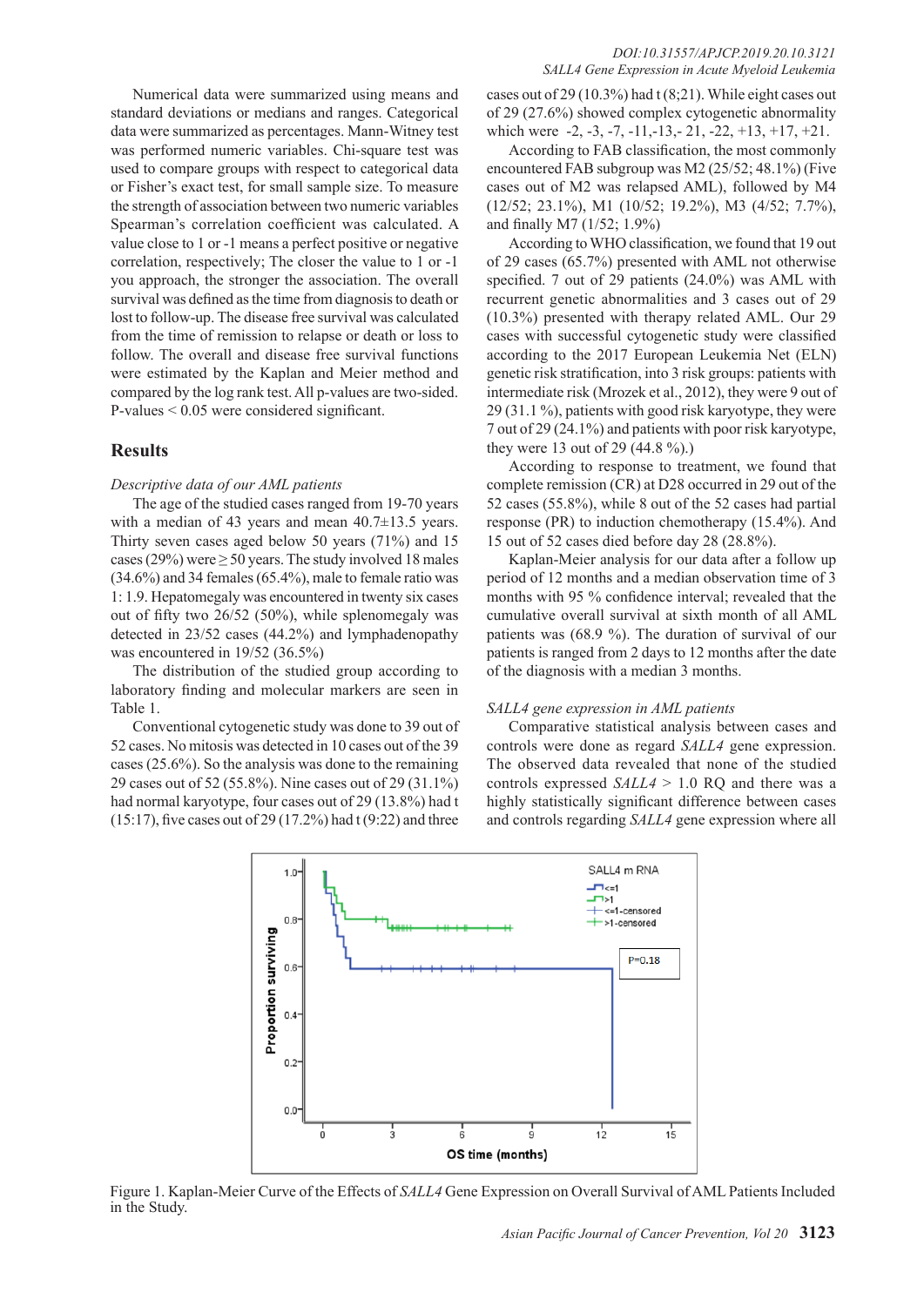Numerical data were summarized using means and standard deviations or medians and ranges. Categorical data were summarized as percentages. Mann-Witney test was performed numeric variables. Chi-square test was used to compare groups with respect to categorical data or Fisher's exact test, for small sample size. To measure the strength of association between two numeric variables Spearman's correlation coefficient was calculated. A value close to 1 or -1 means a perfect positive or negative correlation, respectively; The closer the value to 1 or -1 you approach, the stronger the association. The overall survival was defined as the time from diagnosis to death or lost to follow-up. The disease free survival was calculated from the time of remission to relapse or death or loss to follow. The overall and disease free survival functions were estimated by the Kaplan and Meier method and compared by the log rank test. All p-values are two-sided. P-values < 0.05 were considered significant.

## Results

*Descriptive data of our AML patients*

The age of the studied cases ranged from 19-70 years with a median of 43 years and mean 40.7±13.5 years. Thirty seven cases aged below 50 years (71%) and 15 cases (29%) were ≥ 50 years. The study involved 18 males (34.6%) and 34 females (65.4%), male to female ratio was 1: 1.9. Hepatomegaly was encountered in twenty six cases out of fifty two 26/52 (50%), while splenomegaly was detected in 23/52 cases (44.2%) and lymphadenopathy was encountered in 19/52 (36.5%)

The distribution of the studied group according to laboratory finding and molecular markers are seen in Table 1.

Conventional cytogenetic study was done to 39 out of 52 cases. No mitosis was detected in 10 cases out of the 39 cases (25.6%). So the analysis was done to the remaining 29 cases out of 52 (55.8%). Nine cases out of 29 (31.1%) had normal karyotype, four cases out of 29 (13.8%) had t (15:17), five cases out of 29 (17.2%) had t (9:22) and three cases out of 29 (10.3%) had t (8;21). While eight cases out of 29 (27.6%) showed complex cytogenetic abnormality which were -2, -3, -7, -11,-13,- 21, -22, +13, +17, +21.

According to FAB classification, the most commonly encountered FAB subgroup was M2 (25/52; 48.1%) (Five cases out of M2 was relapsed AML), followed by M4 (12/52; 23.1%), M1 (10/52; 19.2%), M3 (4/52; 7.7%), and finally M7 (1/52; 1.9%)

According to WHO classification, we found that 19 out of 29 cases (65.7%) presented with AML not otherwise specified. 7 out of 29 patients (24.0%) was AML with recurrent genetic abnormalities and 3 cases out of 29 (10.3%) presented with therapy related AML. Our 29 cases with successful cytogenetic study were classified according to the 2017 European Leukemia Net (ELN) genetic risk stratification, into 3 risk groups: patients with intermediate risk (Mrozek et al., 2012), they were 9 out of 29 (31.1 %), patients with good risk karyotype, they were 7 out of 29 (24.1%) and patients with poor risk karyotype, they were 13 out of 29 (44.8 %).)

According to response to treatment, we found that complete remission (CR) at D28 occurred in 29 out of the 52 cases (55.8%), while 8 out of the 52 cases had partial response (PR) to induction chemotherapy (15.4%). And 15 out of 52 cases died before day 28 (28.8%).

Kaplan-Meier analysis for our data after a follow up period of 12 months and a median observation time of 3 months with 95 % confidence interval; revealed that the cumulative overall survival at sixth month of all AML patients was (68.9 %). The duration of survival of our patients is ranged from 2 days to 12 months after the date of the diagnosis with a median 3 months.

*SALL4 gene expression in AML patients*

Comparative statistical analysis between cases and controls were done as regard *SALL4* gene expression. The observed data revealed that none of the studied controls expressed *SALL4* > 1.0 RQ and there was a highly statistically significant difference between cases and controls regarding *SALL4* gene expression where all

Figure 1. Kaplan-Meier Curve of the Effects of *SALL4* Gene Expression on Overall Survival of AML Patients Included in the Study.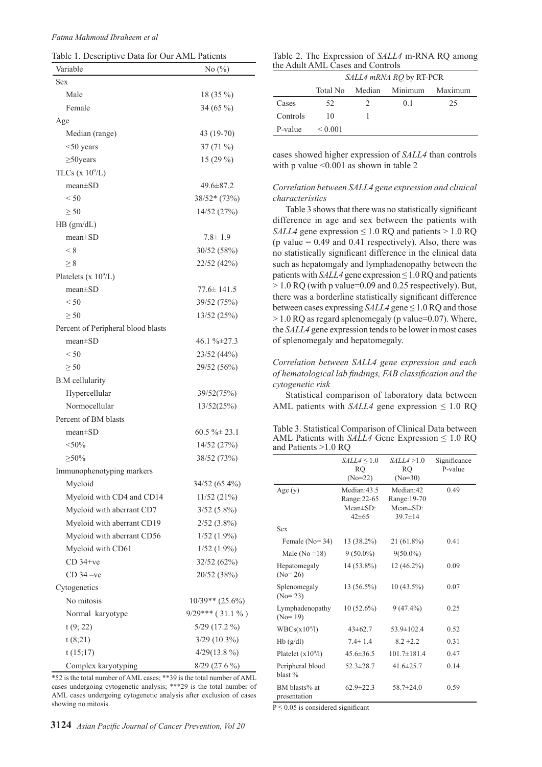Table 1. Descriptive Data for Our AML Patients

| Variable | No (%) |
|---|---|
| Sex | |
| Male | 18 (35 %) |
| Female | 34 (65 %) |
| Age | |
| Median (range) | 43 (19-70) |
| <50 years | 37 (71 %) |
| ≥50years | 15 (29 %) |
| TLCs (x $10^9$/L) | |
| mean±SD | 49.6±87.2 |
| < 50 | 38/52* (73%) |
| ≥ 50 | 14/52 (27%) |
| HB (gm/dL) | |
| mean±SD | 7.8± 1.9 |
| < 8 | 30/52 (58%) |
| ≥ 8 | 22/52 (42%) |
| Platelets (x $10^9$/L) | |
| mean±SD | 77.6± 141.5 |
| < 50 | 39/52 (75%) |
| ≥ 50 | 13/52 (25%) |
| Percent of Peripheral blood blasts | |
| mean±SD | 46.1 %±27.3 |
| < 50 | 23/52 (44%) |
| ≥ 50 | 29/52 (56%) |
| B.M cellularity | |
| Hypercellular | 39/52(75%) |
| Normocellular | 13/52(25%) |
| Percent of BM blasts | |
| mean±SD | 60.5 %± 23.1 |
| <50% | 14/52 (27%) |
| ≥50% | 38/52 (73%) |
| Immunophenotyping markers | |
| Myeloid | 34/52 (65.4%) |
| Myeloid with CD4 and CD14 | 11/52 (21%) |
| Myeloid with aberrant CD7 | 3/52 (5.8%) |
| Myeloid with aberrant CD19 | 2/52 (3.8%) |
| Myeloid with aberrant CD56 | 1/52 (1.9%) |
| Myeloid with CD61 | 1/52 (1.9%) |
| CD 34+ve | 32/52 (62%) |
| CD 34 –ve | 20/52 (38%) |
| Cytogenetics | |
| No mitosis | 10/39** (25.6%) |
| Normal karyotype | 9/29*** ( 31.1 % ) |
| t (9; 22) | 5/29 (17.2 %) |
| t (8;21) | 3/29 (10.3%) |
| t (15;17) | 4/29(13.8 %) |
| Complex karyotyping | 8/29 (27.6 %) |

*52 is the total number of AML cases; **39 is the total number of AML cases undergoing cytogenetic analysis; ***29 is the total number of AML cases undergoing cytogenetic analysis after exclusion of cases showing no mitosis.

Table 2. The Expression of *SALL4* m-RNA RQ among the Adult AML Cases and Controls

| | *SALL4 mRNA RQ* by RT-PCR | | | |
|---|---|---|---|---|
| | Total No | Median | Minimum | Maximum |
| Cases | 52 | 2 | 0.1 | 25 |
| Controls | 10 | 1 | | |
| P-value | < 0.001 | | | |

cases showed higher expression of *SALL4* than controls with p value <0.001 as shown in table 2

*Correlation between SALL4 gene expression and clinical characteristics*

Table 3 shows that there was no statistically significant difference in age and sex between the patients with *SALL4* gene expression ≤ 1.0 RQ and patients > 1.0 RQ (p value = 0.49 and 0.41 respectively). Also, there was no statistically significant difference in the clinical data such as hepatomgaly and lymphadenopathy between the patients with *SALL4* gene expression ≤ 1.0 RQ and patients > 1.0 RQ (with p value=0.09 and 0.25 respectively). But, there was a borderline statistically significant difference between cases expressing *SALL4* gene ≤ 1.0 RQ and those > 1.0 RQ as regard splenomegaly (p value=0.07). Where, the *SALL4* gene expression tends to be lower in most cases of splenomegaly and hepatomegaly.

*Correlation between SALL4 gene expression and each of hematological lab findings, FAB classification and the cytogenetic risk*

Statistical comparison of laboratory data between AML patients with *SALL4* gene expression ≤ 1.0 RQ

Table 3. Statistical Comparison of Clinical Data between AML Patients with *SALL4* Gene Expression ≤ 1.0 RQ and Patients >1.0 RQ

| | *SALL4* ≤ 1.0 RQ (No=22) | *SALL4* >1.0 RQ (No=30) | Significance P-value |
|---|---|---|---|
| Age (y) | Median:43.5 Range:22-65 Mean±SD: 42±65 | Median:42 Range:19-70 Mean±SD: 39.7±14 | 0.49 |
| Sex | | | |
| Female (No= 34) | 13 (38.2%) | 21 (61.8%) | 0.41 |
| Male (No =18) | 9 (50.0%) | 9(50.0%) | |
| Hepatomegaly (No= 26) | 14 (53.8%) | 12 (46.2%) | 0.09 |
| Splenomegaly (No= 23) | 13 (56.5%) | 10 (43.5%) | 0.07 |
| Lymphadenopathy (No= 19) | 10 (52.6%) | 9 (47.4%) | 0.25 |
| WBCs(x$10^9$/l) | 43±62.7 | 53.9±102.4 | 0.52 |
| Hb (g/dl) | 7.4± 1.4 | 8.2 ±2.2 | 0.31 |
| Platelet (x$10^9$/l) | 45.6±36.5 | 101.7±181.4 | 0.47 |
| Peripheral blood blast % | 52.3±28.7 | 41.6±25.7 | 0.14 |
| BM blasts% at presentation | 62.9±22.3 | 58.7±24.0 | 0.59 |

P ≤ 0.05 is considered significant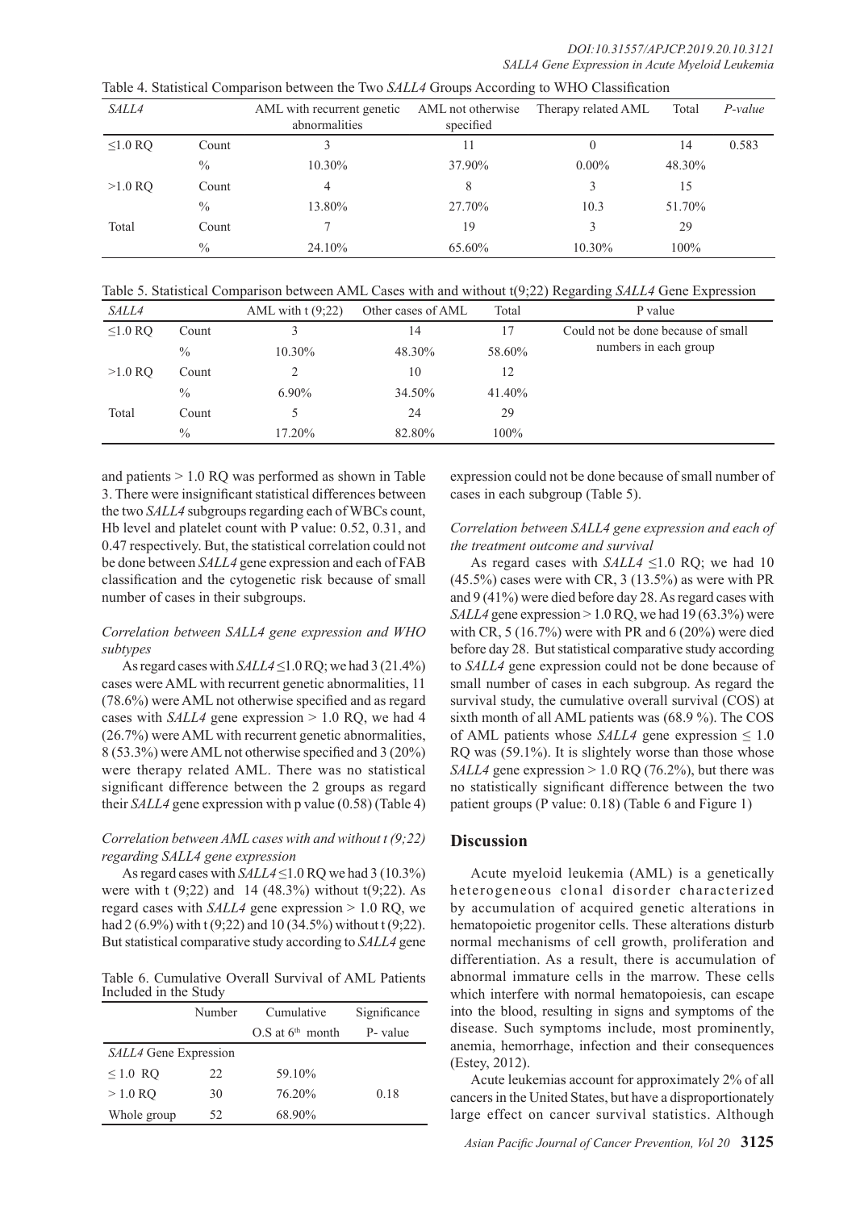Table 4. Statistical Comparison between the Two *SALL4* Groups According to WHO Classification

| *SALL4* | | AML with recurrent genetic abnormalities | AML not otherwise specified | Therapy related AML | Total | *P-value* |
|---|---|---|---|---|---|---|
| ≤1.0 RQ | Count | 3 | 11 | 0 | 14 | 0.583 |
| | % | 10.30% | 37.90% | 0.00% | 48.30% | |
| >1.0 RQ | Count | 4 | 8 | 3 | 15 | |
| | % | 13.80% | 27.70% | 10.3 | 51.70% | |
| Total | Count | 7 | 19 | 3 | 29 | |
| | % | 24.10% | 65.60% | 10.30% | 100% | |

Table 5. Statistical Comparison between AML Cases with and without t(9;22) Regarding *SALL4* Gene Expression

| *SALL4* | | AML with t (9;22) | Other cases of AML | Total | P value |
|---|---|---|---|---|---|
| ≤1.0 RQ | Count | 3 | 14 | 17 | Could not be done because of small numbers in each group |
| | % | 10.30% | 48.30% | 58.60% | |
| >1.0 RQ | Count | 2 | 10 | 12 | |
| | % | 6.90% | 34.50% | 41.40% | |
| Total | Count | 5 | 24 | 29 | |
| | % | 17.20% | 82.80% | 100% | |

and patients > 1.0 RQ was performed as shown in Table 3. There were insignificant statistical differences between the two *SALL4* subgroups regarding each of WBCs count, Hb level and platelet count with P value: 0.52, 0.31, and 0.47 respectively. But, the statistical correlation could not be done between *SALL4* gene expression and each of FAB classification and the cytogenetic risk because of small number of cases in their subgroups.

### *Correlation between SALL4 gene expression and WHO subtypes*

As regard cases with *SALL4* ≤1.0 RQ; we had 3 (21.4%) cases were AML with recurrent genetic abnormalities, 11 (78.6%) were AML not otherwise specified and as regard cases with *SALL4* gene expression > 1.0 RQ, we had 4 (26.7%) were AML with recurrent genetic abnormalities, 8 (53.3%) were AML not otherwise specified and 3 (20%) were therapy related AML. There was no statistical significant difference between the 2 groups as regard their *SALL4* gene expression with p value (0.58) (Table 4)

### *Correlation between AML cases with and without t (9;22) regarding SALL4 gene expression*

As regard cases with *SALL4* ≤1.0 RQ we had 3 (10.3%) were with t (9;22) and 14 (48.3%) without t(9;22). As regard cases with *SALL4* gene expression > 1.0 RQ, we had 2 (6.9%) with t (9;22) and 10 (34.5%) without t (9;22). But statistical comparative study according to *SALL4* gene expression could not be done because of small number of cases in each subgroup (Table 5).

Table 6. Cumulative Overall Survival of AML Patients Included in the Study

| | Number | Cumulative O.S at 6th month | Significance P- value |
|---|---|---|---|
| *SALL4* Gene Expression | | | |
| ≤ 1.0 RQ | 22 | 59.10% | |
| > 1.0 RQ | 30 | 76.20% | 0.18 |
| Whole group | 52 | 68.90% | |

### *Correlation between SALL4 gene expression and each of the treatment outcome and survival*

As regard cases with *SALL4* ≤1.0 RQ; we had 10 (45.5%) cases were with CR, 3 (13.5%) as were with PR and 9 (41%) were died before day 28. As regard cases with *SALL4* gene expression > 1.0 RQ, we had 19 (63.3%) were with CR, 5 (16.7%) were with PR and 6 (20%) were died before day 28. But statistical comparative study according to *SALL4* gene expression could not be done because of small number of cases in each subgroup. As regard the survival study, the cumulative overall survival (COS) at sixth month of all AML patients was (68.9 %). The COS of AML patients whose *SALL4* gene expression ≤ 1.0 RQ was (59.1%). It is slightly worse than those whose *SALL4* gene expression > 1.0 RQ (76.2%), but there was no statistically significant difference between the two patient groups (P value: 0.18) (Table 6 and Figure 1)

## Discussion

Acute myeloid leukemia (AML) is a genetically heterogeneous clonal disorder characterized by accumulation of acquired genetic alterations in hematopoietic progenitor cells. These alterations disturb normal mechanisms of cell growth, proliferation and differentiation. As a result, there is accumulation of abnormal immature cells in the marrow. These cells which interfere with normal hematopoiesis, can escape into the blood, resulting in signs and symptoms of the disease. Such symptoms include, most prominently, anemia, hemorrhage, infection and their consequences (Estey, 2012).

Acute leukemias account for approximately 2% of all cancers in the United States, but have a disproportionately large effect on cancer survival statistics. Although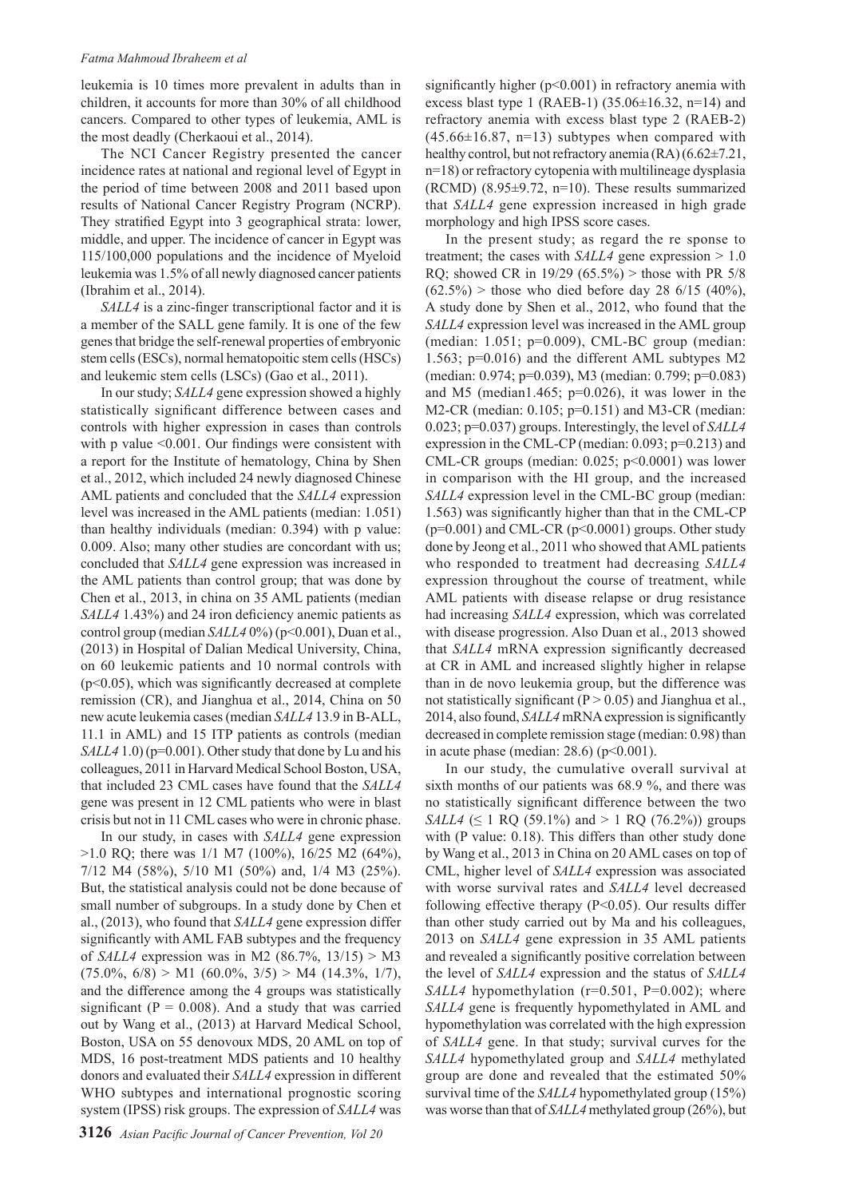leukemia is 10 times more prevalent in adults than in children, it accounts for more than 30% of all childhood cancers. Compared to other types of leukemia, AML is the most deadly (Cherkaoui et al., 2014).

The NCI Cancer Registry presented the cancer incidence rates at national and regional level of Egypt in the period of time between 2008 and 2011 based upon results of National Cancer Registry Program (NCRP). They stratified Egypt into 3 geographical strata: lower, middle, and upper. The incidence of cancer in Egypt was 115/100,000 populations and the incidence of Myeloid leukemia was 1.5% of all newly diagnosed cancer patients (Ibrahim et al., 2014).

*SALL4* is a zinc-finger transcriptional factor and it is a member of the SALL gene family. It is one of the few genes that bridge the self-renewal properties of embryonic stem cells (ESCs), normal hematopoitic stem cells (HSCs) and leukemic stem cells (LSCs) (Gao et al., 2011).

In our study; *SALL4* gene expression showed a highly statistically significant difference between cases and controls with higher expression in cases than controls with p value <0.001. Our findings were consistent with a report for the Institute of hematology, China by Shen et al., 2012, which included 24 newly diagnosed Chinese AML patients and concluded that the *SALL4* expression level was increased in the AML patients (median: 1.051) than healthy individuals (median: 0.394) with p value: 0.009. Also; many other studies are concordant with us; concluded that *SALL4* gene expression was increased in the AML patients than control group; that was done by Chen et al., 2013, in china on 35 AML patients (median *SALL4* 1.43%) and 24 iron deficiency anemic patients as control group (median *SALL4* 0%) (p<0.001), Duan et al., (2013) in Hospital of Dalian Medical University, China, on 60 leukemic patients and 10 normal controls with (p<0.05), which was significantly decreased at complete remission (CR), and Jianghua et al., 2014, China on 50 new acute leukemia cases (median *SALL4* 13.9 in B-ALL, 11.1 in AML) and 15 ITP patients as controls (median *SALL4* 1.0) (p=0.001). Other study that done by Lu and his colleagues, 2011 in Harvard Medical School Boston, USA, that included 23 CML cases have found that the *SALL4* gene was present in 12 CML patients who were in blast crisis but not in 11 CML cases who were in chronic phase.

In our study, in cases with *SALL4* gene expression >1.0 RQ; there was 1/1 M7 (100%), 16/25 M2 (64%), 7/12 M4 (58%), 5/10 M1 (50%) and, 1/4 M3 (25%). But, the statistical analysis could not be done because of small number of subgroups. In a study done by Chen et al., (2013), who found that *SALL4* gene expression differ significantly with AML FAB subtypes and the frequency of *SALL4* expression was in M2 (86.7%, 13/15) > M3 (75.0%, 6/8) > M1 (60.0%, 3/5) > M4 (14.3%, 1/7), and the difference among the 4 groups was statistically significant (P = 0.008). And a study that was carried out by Wang et al., (2013) at Harvard Medical School, Boston, USA on 55 denovoux MDS, 20 AML on top of MDS, 16 post-treatment MDS patients and 10 healthy donors and evaluated their *SALL4* expression in different WHO subtypes and international prognostic scoring system (IPSS) risk groups. The expression of *SALL4* was significantly higher (p<0.001) in refractory anemia with excess blast type 1 (RAEB-1) (35.06±16.32, n=14) and refractory anemia with excess blast type 2 (RAEB-2) (45.66±16.87, n=13) subtypes when compared with healthy control, but not refractory anemia (RA) (6.62±7.21, n=18) or refractory cytopenia with multilineage dysplasia (RCMD) (8.95±9.72, n=10). These results summarized that *SALL4* gene expression increased in high grade morphology and high IPSS score cases.

In the present study; as regard the re sponse to treatment; the cases with *SALL4* gene expression > 1.0 RQ; showed CR in 19/29 (65.5%) > those with PR 5/8 (62.5%) > those who died before day 28 6/15 (40%), A study done by Shen et al., 2012, who found that the *SALL4* expression level was increased in the AML group (median: 1.051; p=0.009), CML-BC group (median: 1.563; p=0.016) and the different AML subtypes M2 (median: 0.974; p=0.039), M3 (median: 0.799; p=0.083) and M5 (median1.465; p=0.026), it was lower in the M2-CR (median: 0.105; p=0.151) and M3-CR (median: 0.023; p=0.037) groups. Interestingly, the level of *SALL4* expression in the CML-CP (median: 0.093; p=0.213) and CML-CR groups (median: 0.025; p<0.0001) was lower in comparison with the HI group, and the increased *SALL4* expression level in the CML-BC group (median: 1.563) was significantly higher than that in the CML-CP (p=0.001) and CML-CR (p<0.0001) groups. Other study done by Jeong et al., 2011 who showed that AML patients who responded to treatment had decreasing *SALL4* expression throughout the course of treatment, while AML patients with disease relapse or drug resistance had increasing *SALL4* expression, which was correlated with disease progression. Also Duan et al., 2013 showed that *SALL4* mRNA expression significantly decreased at CR in AML and increased slightly higher in relapse than in de novo leukemia group, but the difference was not statistically significant (P > 0.05) and Jianghua et al., 2014, also found, *SALL4* mRNA expression is significantly decreased in complete remission stage (median: 0.98) than in acute phase (median: 28.6) (p<0.001).

In our study, the cumulative overall survival at sixth months of our patients was 68.9 %, and there was no statistically significant difference between the two *SALL4* (≤ 1 RQ (59.1%) and > 1 RQ (76.2%)) groups with (P value: 0.18). This differs than other study done by Wang et al., 2013 in China on 20 AML cases on top of CML, higher level of *SALL4* expression was associated with worse survival rates and *SALL4* level decreased following effective therapy (P<0.05). Our results differ than other study carried out by Ma and his colleagues, 2013 on *SALL4* gene expression in 35 AML patients and revealed a significantly positive correlation between the level of *SALL4* expression and the status of *SALL4 SALL4* hypomethylation (r=0.501, P=0.002); where *SALL4* gene is frequently hypomethylated in AML and hypomethylation was correlated with the high expression of *SALL4* gene. In that study; survival curves for the *SALL4* hypomethylated group and *SALL4* methylated group are done and revealed that the estimated 50% survival time of the *SALL4* hypomethylated group (15%) was worse than that of *SALL4* methylated group (26%), but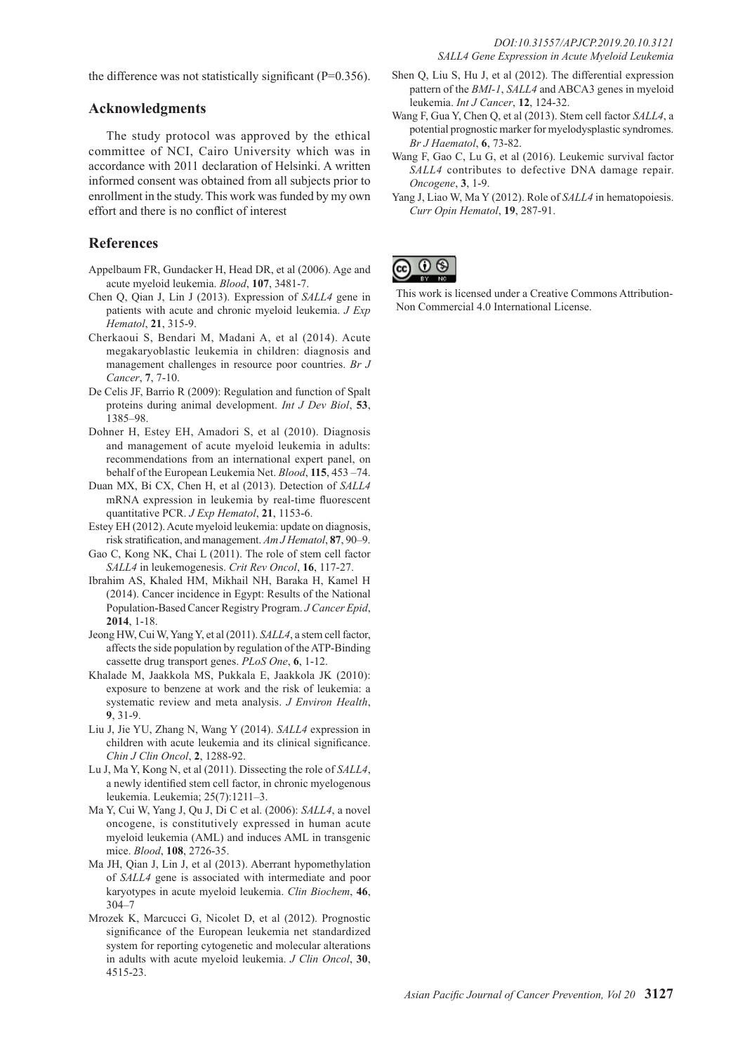the difference was not statistically significant (P=0.356).

## Acknowledgments

The study protocol was approved by the ethical committee of NCI, Cairo University which was in accordance with 2011 declaration of Helsinki. A written informed consent was obtained from all subjects prior to enrollment in the study. This work was funded by my own effort and there is no conflict of interest

## References

Appelbaum FR, Gundacker H, Head DR, et al (2006). Age and acute myeloid leukemia. *Blood*, **107**, 3481-7.

Chen Q, Qian J, Lin J (2013). Expression of *SALL4* gene in patients with acute and chronic myeloid leukemia. *J Exp Hematol*, **21**, 315-9.

Cherkaoui S, Bendari M, Madani A, et al (2014). Acute megakaryoblastic leukemia in children: diagnosis and management challenges in resource poor countries. *Br J Cancer*, **7**, 7-10.

De Celis JF, Barrio R (2009): Regulation and function of Spalt proteins during animal development. *Int J Dev Biol*, **53**, 1385–98.

Dohner H, Estey EH, Amadori S, et al (2010). Diagnosis and management of acute myeloid leukemia in adults: recommendations from an international expert panel, on behalf of the European Leukemia Net. *Blood*, **115**, 453 –74.

Duan MX, Bi CX, Chen H, et al (2013). Detection of *SALL4* mRNA expression in leukemia by real-time fluorescent quantitative PCR. *J Exp Hematol*, **21**, 1153-6.

Estey EH (2012). Acute myeloid leukemia: update on diagnosis, risk stratification, and management. *Am J Hematol*, **87**, 90–9.

Gao C, Kong NK, Chai L (2011). The role of stem cell factor *SALL4* in leukemogenesis. *Crit Rev Oncol*, **16**, 117-27.

Ibrahim AS, Khaled HM, Mikhail NH, Baraka H, Kamel H (2014). Cancer incidence in Egypt: Results of the National Population-Based Cancer Registry Program. *J Cancer Epid*, **2014**, 1-18.

Jeong HW, Cui W, Yang Y, et al (2011). *SALL4*, a stem cell factor, affects the side population by regulation of the ATP-Binding cassette drug transport genes. *PLoS One*, **6**, 1-12.

Khalade M, Jaakkola MS, Pukkala E, Jaakkola JK (2010): exposure to benzene at work and the risk of leukemia: a systematic review and meta analysis. *J Environ Health*, **9**, 31-9.

Liu J, Jie YU, Zhang N, Wang Y (2014). *SALL4* expression in children with acute leukemia and its clinical significance. *Chin J Clin Oncol*, **2**, 1288-92.

Lu J, Ma Y, Kong N, et al (2011). Dissecting the role of *SALL4*, a newly identified stem cell factor, in chronic myelogenous leukemia. Leukemia; 25(7):1211–3.

Ma Y, Cui W, Yang J, Qu J, Di C et al. (2006): *SALL4*, a novel oncogene, is constitutively expressed in human acute myeloid leukemia (AML) and induces AML in transgenic mice. *Blood*, **108**, 2726-35.

Ma JH, Qian J, Lin J, et al (2013). Aberrant hypomethylation of *SALL4* gene is associated with intermediate and poor karyotypes in acute myeloid leukemia. *Clin Biochem*, **46**, 304–7

Mrozek K, Marcucci G, Nicolet D, et al (2012). Prognostic significance of the European leukemia net standardized system for reporting cytogenetic and molecular alterations in adults with acute myeloid leukemia. *J Clin Oncol*, **30**, 4515-23.

Shen Q, Liu S, Hu J, et al (2012). The differential expression pattern of the *BMI-1*, *SALL4* and ABCA3 genes in myeloid leukemia. *Int J Cancer*, **12**, 124-32.

Wang F, Gua Y, Chen Q, et al (2013). Stem cell factor *SALL4*, a potential prognostic marker for myelodysplastic syndromes. *Br J Haematol*, **6**, 73-82.

Wang F, Gao C, Lu G, et al (2016). Leukemic survival factor *SALL4* contributes to defective DNA damage repair. *Oncogene*, **3**, 1-9.

Yang J, Liao W, Ma Y (2012). Role of *SALL4* in hematopoiesis. *Curr Opin Hematol*, **19**, 287-91.

This work is licensed under a Creative Commons Attribution-Non Commercial 4.0 International License.